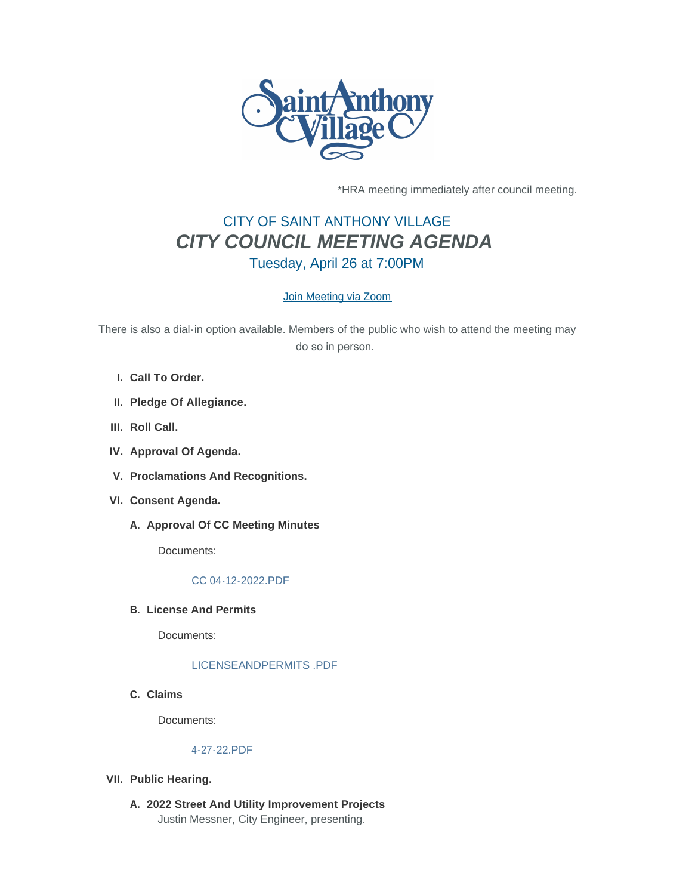\*HRA meeting immediately after council meeting.

## CITY OF SAINT ANTHONY VILLAGE

# *CITY COUNCIL MEETING AGENDA*

### Tuesday, April 26 at 7:00PM

[Join Meeting via Zoom]

There is also a dial-in option available. Members of the public who wish to attend the meeting may do so in person.

I. **Call To Order.**

II. **Pledge Of Allegiance.**

III. **Roll Call.**

IV. **Approval Of Agenda.**

V. **Proclamations And Recognitions.**

VI. **Consent Agenda.**

  A. **Approval Of CC Meeting Minutes**

  Documents:

  CC 04-12-2022.PDF

  B. **License And Permits**

  Documents:

  LICENSEANDPERMITS .PDF

  C. **Claims**

  Documents:

  4-27-22.PDF

VII. **Public Hearing.**

  A. **2022 Street And Utility Improvement Projects**
  Justin Messner, City Engineer, presenting.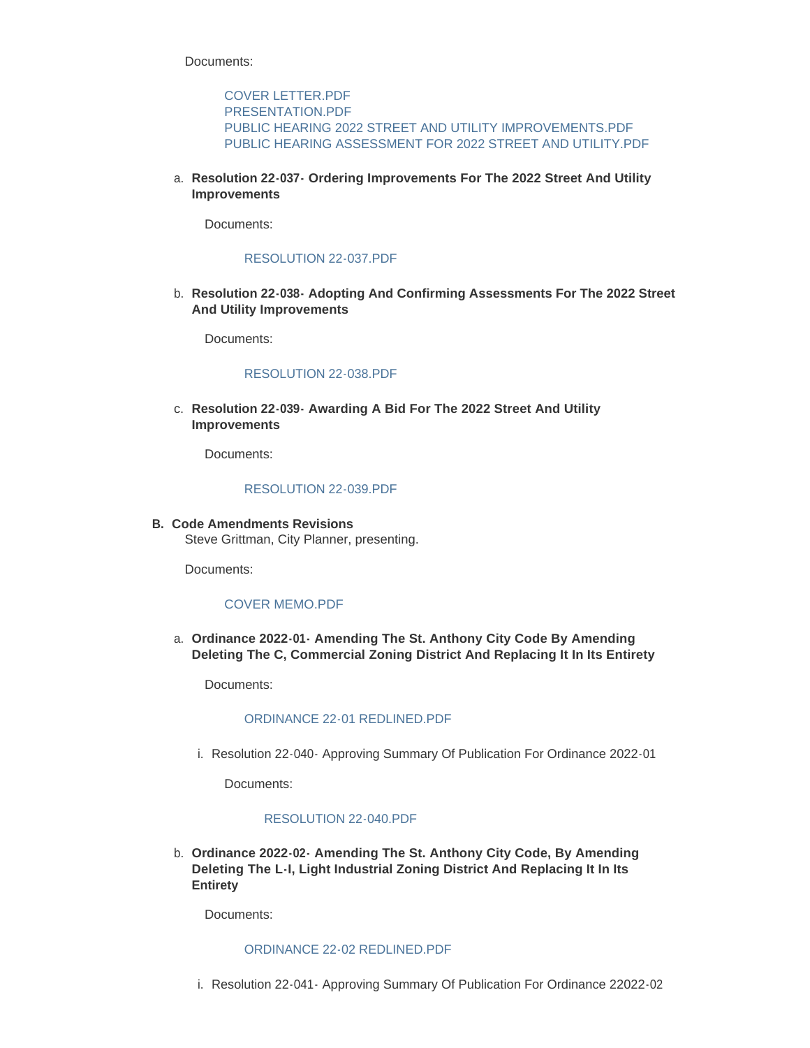Documents:

COVER LETTER.PDF
PRESENTATION.PDF
PUBLIC HEARING 2022 STREET AND UTILITY IMPROVEMENTS.PDF
PUBLIC HEARING ASSESSMENT FOR 2022 STREET AND UTILITY.PDF

a. **Resolution 22-037- Ordering Improvements For The 2022 Street And Utility Improvements**

   Documents:

   RESOLUTION 22-037.PDF

b. **Resolution 22-038- Adopting And Confirming Assessments For The 2022 Street And Utility Improvements**

   Documents:

   RESOLUTION 22-038.PDF

c. **Resolution 22-039- Awarding A Bid For The 2022 Street And Utility Improvements**

   Documents:

   RESOLUTION 22-039.PDF

**B. Code Amendments Revisions**
Steve Grittman, City Planner, presenting.

Documents:

COVER MEMO.PDF

a. **Ordinance 2022-01- Amending The St. Anthony City Code By Amending Deleting The C, Commercial Zoning District And Replacing It In Its Entirety**

   Documents:

   ORDINANCE 22-01 REDLINED.PDF

   i. Resolution 22-040- Approving Summary Of Publication For Ordinance 2022-01

      Documents:

      RESOLUTION 22-040.PDF

b. **Ordinance 2022-02- Amending The St. Anthony City Code, By Amending Deleting The L-I, Light Industrial Zoning District And Replacing It In Its Entirety**

   Documents:

   ORDINANCE 22-02 REDLINED.PDF

   i. Resolution 22-041- Approving Summary Of Publication For Ordinance 22022-02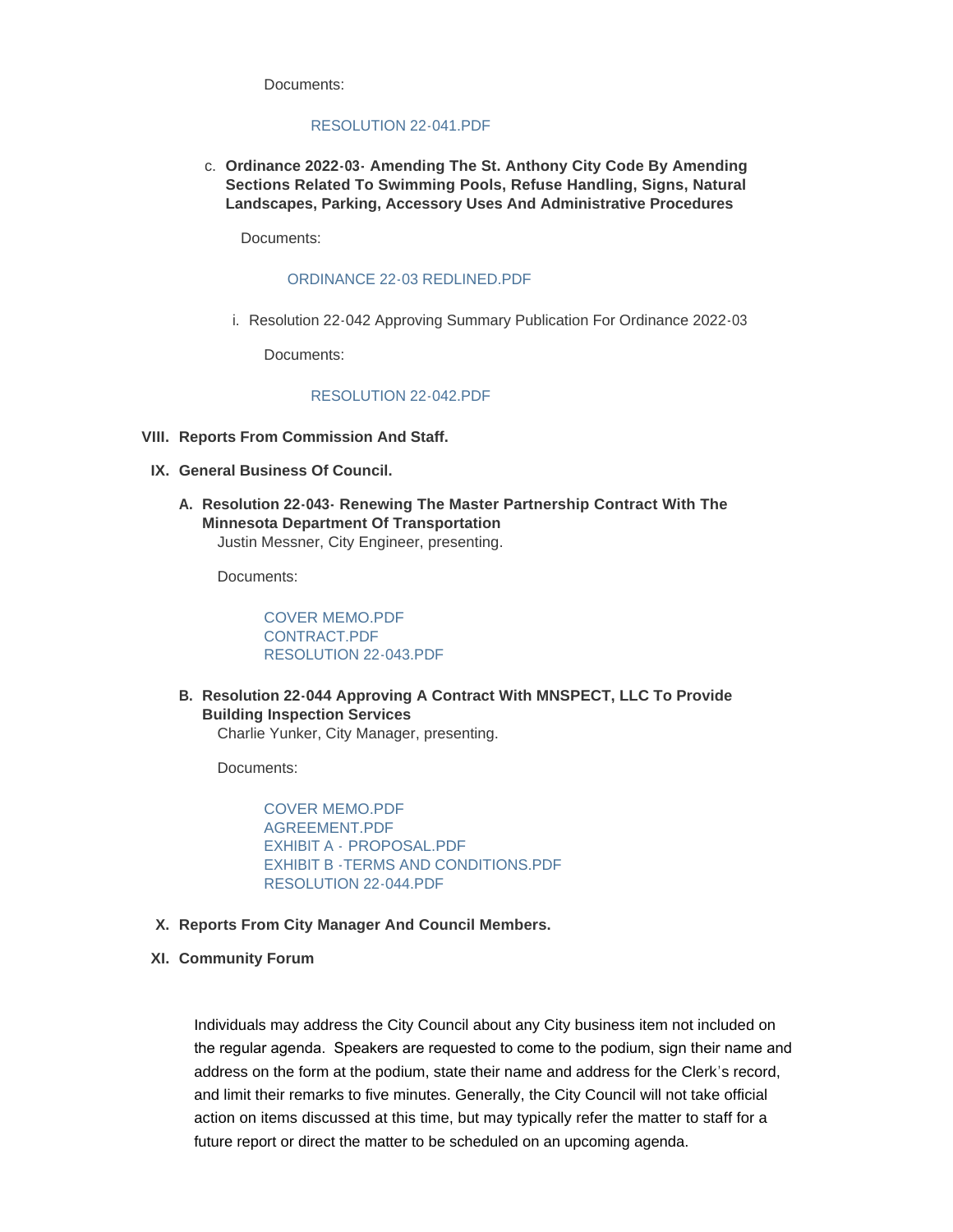Documents:

RESOLUTION 22-041.PDF

c. **Ordinance 2022-03- Amending The St. Anthony City Code By Amending Sections Related To Swimming Pools, Refuse Handling, Signs, Natural Landscapes, Parking, Accessory Uses And Administrative Procedures**

   Documents:

   ORDINANCE 22-03 REDLINED.PDF

   i. Resolution 22-042 Approving Summary Publication For Ordinance 2022-03

      Documents:

      RESOLUTION 22-042.PDF

**VIII. Reports From Commission And Staff.**

**IX. General Business Of Council.**

**A. Resolution 22-043- Renewing The Master Partnership Contract With The Minnesota Department Of Transportation**
Justin Messner, City Engineer, presenting.

Documents:

COVER MEMO.PDF
CONTRACT.PDF
RESOLUTION 22-043.PDF

**B. Resolution 22-044 Approving A Contract With MNSPECT, LLC To Provide Building Inspection Services**
Charlie Yunker, City Manager, presenting.

Documents:

COVER MEMO.PDF
AGREEMENT.PDF
EXHIBIT A - PROPOSAL.PDF
EXHIBIT B -TERMS AND CONDITIONS.PDF
RESOLUTION 22-044.PDF

**X. Reports From City Manager And Council Members.**

**XI. Community Forum**

Individuals may address the City Council about any City business item not included on the regular agenda. Speakers are requested to come to the podium, sign their name and address on the form at the podium, state their name and address for the Clerk's record, and limit their remarks to five minutes. Generally, the City Council will not take official action on items discussed at this time, but may typically refer the matter to staff for a future report or direct the matter to be scheduled on an upcoming agenda.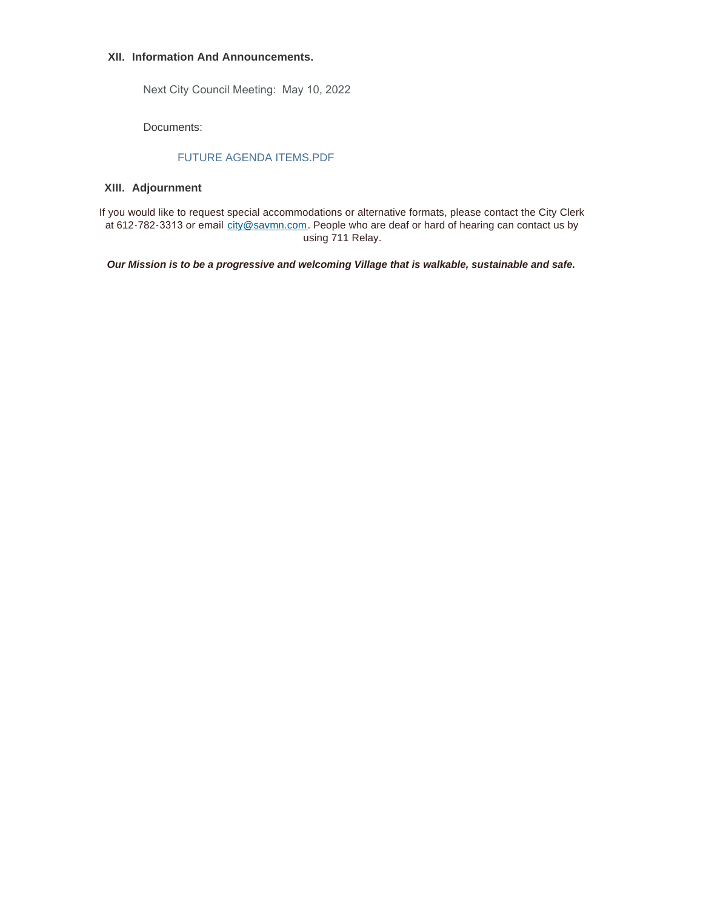## XII. Information And Announcements.

Next City Council Meeting: May 10, 2022

Documents:

FUTURE AGENDA ITEMS.PDF

## XIII. Adjournment

If you would like to request special accommodations or alternative formats, please contact the City Clerk at 612-782-3313 or email city@savmn.com. People who are deaf or hard of hearing can contact us by using 711 Relay.

***Our Mission is to be a progressive and welcoming Village that is walkable, sustainable and safe.***